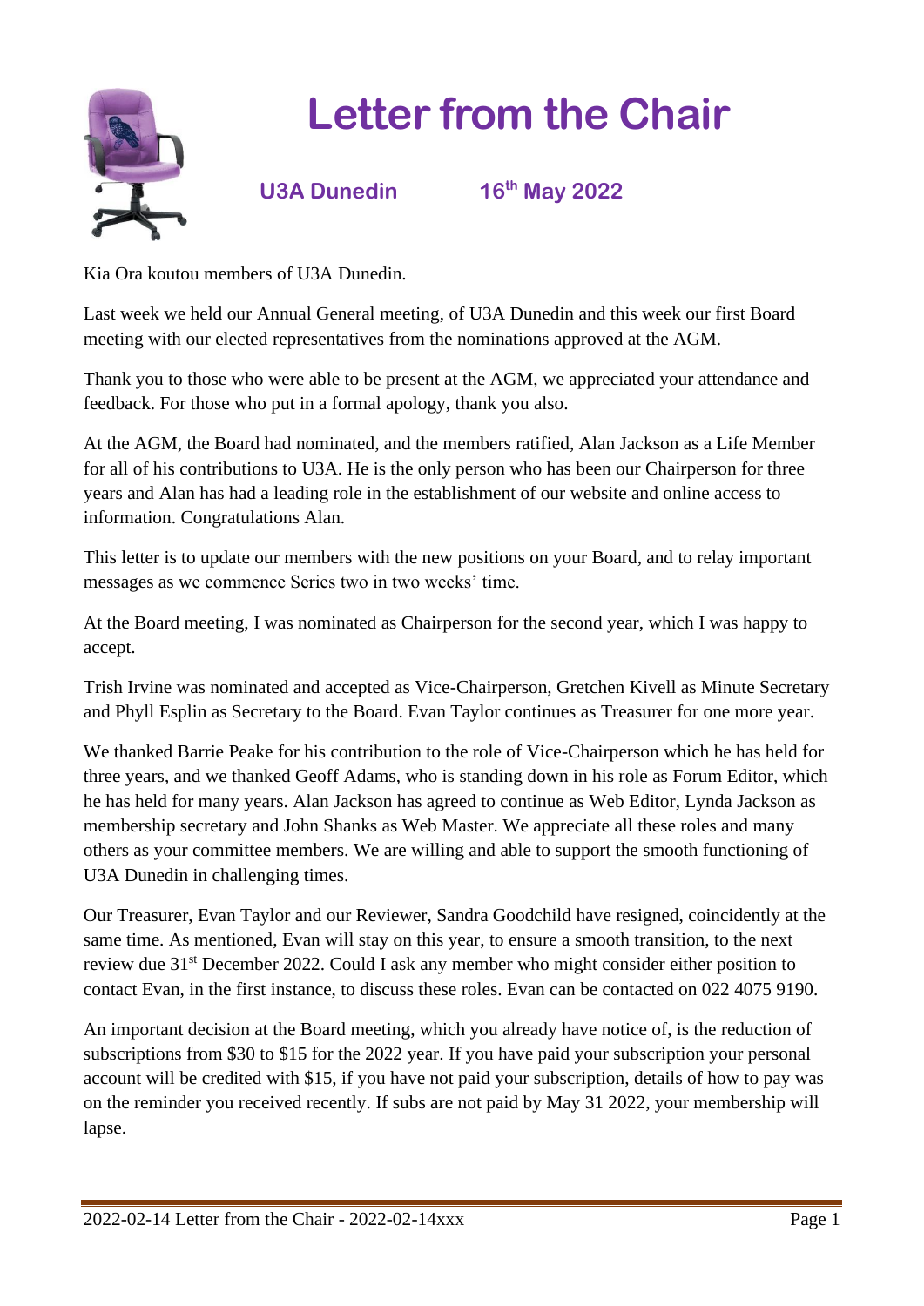# Letter from the Chair

**U3A Dunedin** **16th May 2022**

Kia Ora koutou members of U3A Dunedin.

Last week we held our Annual General meeting, of U3A Dunedin and this week our first Board meeting with our elected representatives from the nominations approved at the AGM.

Thank you to those who were able to be present at the AGM, we appreciated your attendance and feedback. For those who put in a formal apology, thank you also.

At the AGM, the Board had nominated, and the members ratified, Alan Jackson as a Life Member for all of his contributions to U3A. He is the only person who has been our Chairperson for three years and Alan has had a leading role in the establishment of our website and online access to information. Congratulations Alan.

This letter is to update our members with the new positions on your Board, and to relay important messages as we commence Series two in two weeks' time.

At the Board meeting, I was nominated as Chairperson for the second year, which I was happy to accept.

Trish Irvine was nominated and accepted as Vice-Chairperson, Gretchen Kivell as Minute Secretary and Phyll Esplin as Secretary to the Board. Evan Taylor continues as Treasurer for one more year.

We thanked Barrie Peake for his contribution to the role of Vice-Chairperson which he has held for three years, and we thanked Geoff Adams, who is standing down in his role as Forum Editor, which he has held for many years. Alan Jackson has agreed to continue as Web Editor, Lynda Jackson as membership secretary and John Shanks as Web Master. We appreciate all these roles and many others as your committee members. We are willing and able to support the smooth functioning of U3A Dunedin in challenging times.

Our Treasurer, Evan Taylor and our Reviewer, Sandra Goodchild have resigned, coincidently at the same time. As mentioned, Evan will stay on this year, to ensure a smooth transition, to the next review due 31st December 2022. Could I ask any member who might consider either position to contact Evan, in the first instance, to discuss these roles. Evan can be contacted on 022 4075 9190.

An important decision at the Board meeting, which you already have notice of, is the reduction of subscriptions from $30 to $15 for the 2022 year. If you have paid your subscription your personal account will be credited with $15, if you have not paid your subscription, details of how to pay was on the reminder you received recently. If subs are not paid by May 31 2022, your membership will lapse.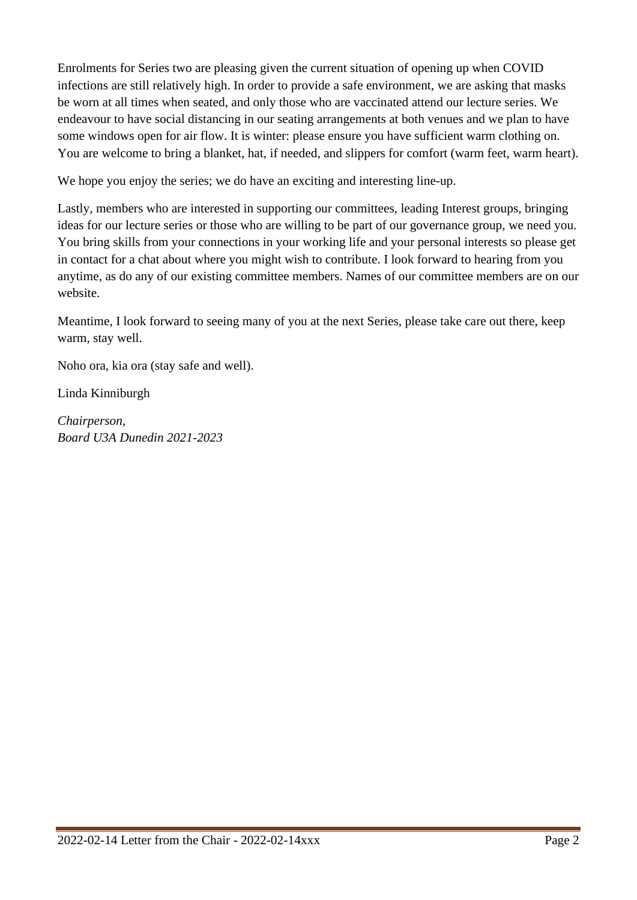Enrolments for Series two are pleasing given the current situation of opening up when COVID infections are still relatively high. In order to provide a safe environment, we are asking that masks be worn at all times when seated, and only those who are vaccinated attend our lecture series. We endeavour to have social distancing in our seating arrangements at both venues and we plan to have some windows open for air flow. It is winter: please ensure you have sufficient warm clothing on. You are welcome to bring a blanket, hat, if needed, and slippers for comfort (warm feet, warm heart).

We hope you enjoy the series; we do have an exciting and interesting line-up.

Lastly, members who are interested in supporting our committees, leading Interest groups, bringing ideas for our lecture series or those who are willing to be part of our governance group, we need you. You bring skills from your connections in your working life and your personal interests so please get in contact for a chat about where you might wish to contribute. I look forward to hearing from you anytime, as do any of our existing committee members. Names of our committee members are on our website.

Meantime, I look forward to seeing many of you at the next Series, please take care out there, keep warm, stay well.

Noho ora, kia ora (stay safe and well).

Linda Kinniburgh

*Chairperson,*
*Board U3A Dunedin 2021-2023*